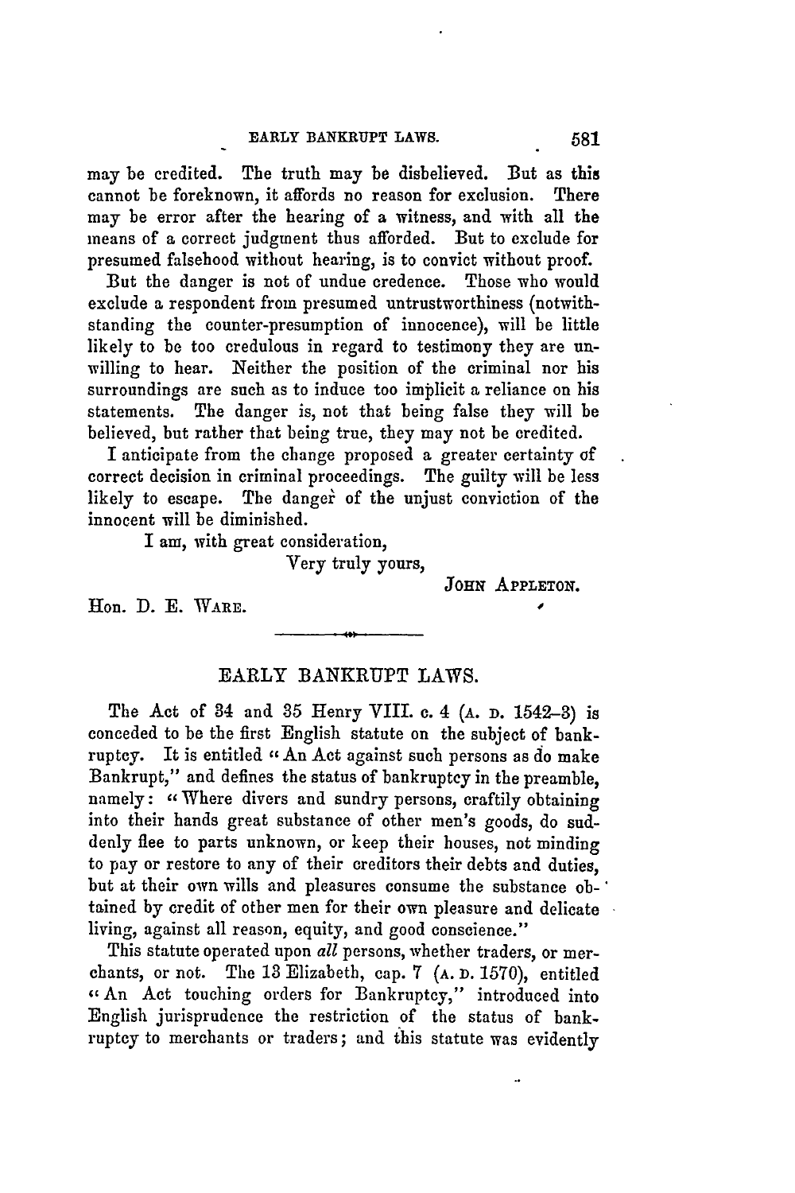may be credited. The truth may be disbelieved. But as this cannot be foreknown, it affords no reason for exclusion. There may be error after the hearing of a witness, and with all the means of a correct judgment thus afforded. But to exclude for presumed falsehood without hearing, is to convict without proof.

But the danger is not of undue credence. Those who would exclude a respondent from presumed untrustworthiness (notwithstanding the counter-presumption of innocence), will be little likely to be too credulous in regard to testimony they are unwilling to hear. Neither the position of the criminal nor his surroundings are such as to induce too implicit a reliance on his statements. The danger is, not that being false they will be believed, but rather that being true, they may not be credited.

I anticipate from the change proposed a greater certainty of correct decision in criminal proceedings. The guilty will be less likely to escape. The danger of the unjust conviction of the innocent will be diminished.

I am, with great consideration,

Very truly yours,

JOHN APPLETON.

Hon. D. E. WARE.

---

## EARLY BANKRUPT LAWS.

The Act of 34 and 35 Henry VIII. c. 4 (A. D. 1542–3) is conceded to be the first English statute on the subject of bankruptcy. It is entitled "An Act against such persons as do make Bankrupt," and defines the status of bankruptcy in the preamble, namely: "Where divers and sundry persons, craftily obtaining into their hands great substance of other men's goods, do suddenly flee to parts unknown, or keep their houses, not minding to pay or restore to any of their creditors their debts and duties, but at their own wills and pleasures consume the substance obtained by credit of other men for their own pleasure and delicate living, against all reason, equity, and good conscience."

This statute operated upon *all* persons, whether traders, or merchants, or not. The 13 Elizabeth, cap. 7 (A. D. 1570), entitled "An Act touching orders for Bankruptcy," introduced into English jurisprudence the restriction of the status of bankruptcy to merchants or traders; and this statute was evidently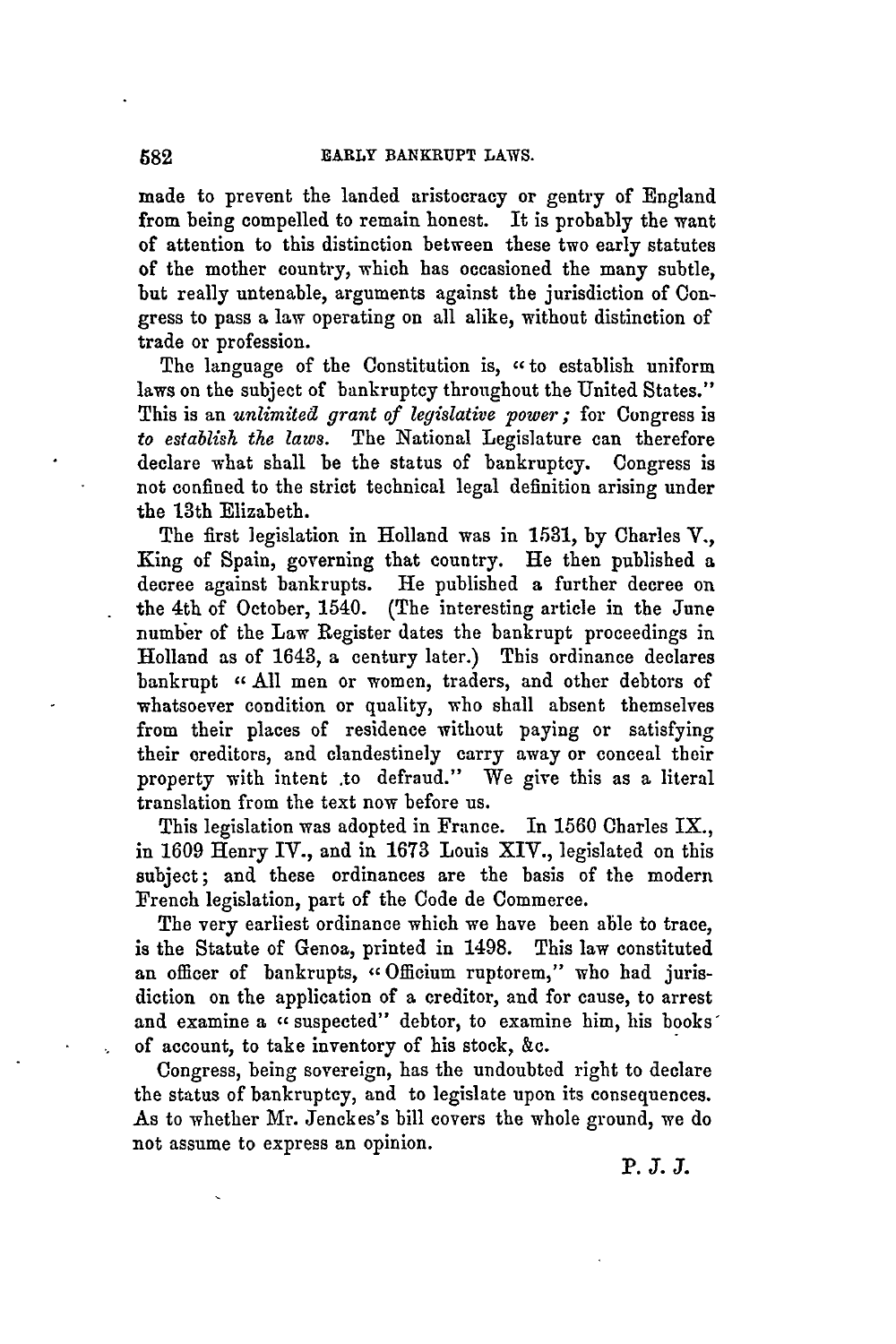made to prevent the landed aristocracy or gentry of England from being compelled to remain honest. It is probably the want of attention to this distinction between these two early statutes of the mother country, which has occasioned the many subtle, but really untenable, arguments against the jurisdiction of Congress to pass a law operating on all alike, without distinction of trade or profession.

The language of the Constitution is, "to establish uniform laws on the subject of bankruptcy throughout the United States." This is an *unlimited grant of legislative power;* for Congress is *to establish the laws.* The National Legislature can therefore declare what shall be the status of bankruptcy. Congress is not confined to the strict technical legal definition arising under the 13th Elizabeth.

The first legislation in Holland was in 1531, by Charles V., King of Spain, governing that country. He then published a decree against bankrupts. He published a further decree on the 4th of October, 1540. (The interesting article in the June number of the Law Register dates the bankrupt proceedings in Holland as of 1643, a century later.) This ordinance declares bankrupt "All men or women, traders, and other debtors of whatsoever condition or quality, who shall absent themselves from their places of residence without paying or satisfying their creditors, and clandestinely carry away or conceal their property with intent to defraud." We give this as a literal translation from the text now before us.

This legislation was adopted in France. In 1560 Charles IX., in 1609 Henry IV., and in 1673 Louis XIV., legislated on this subject; and these ordinances are the basis of the modern French legislation, part of the Code de Commerce.

The very earliest ordinance which we have been able to trace, is the Statute of Genoa, printed in 1498. This law constituted an officer of bankrupts, "Officium ruptorem," who had jurisdiction on the application of a creditor, and for cause, to arrest and examine a "suspected" debtor, to examine him, his books of account, to take inventory of his stock, &c.

Congress, being sovereign, has the undoubted right to declare the status of bankruptcy, and to legislate upon its consequences. As to whether Mr. Jenckes's bill covers the whole ground, we do not assume to express an opinion.

P. J. J.